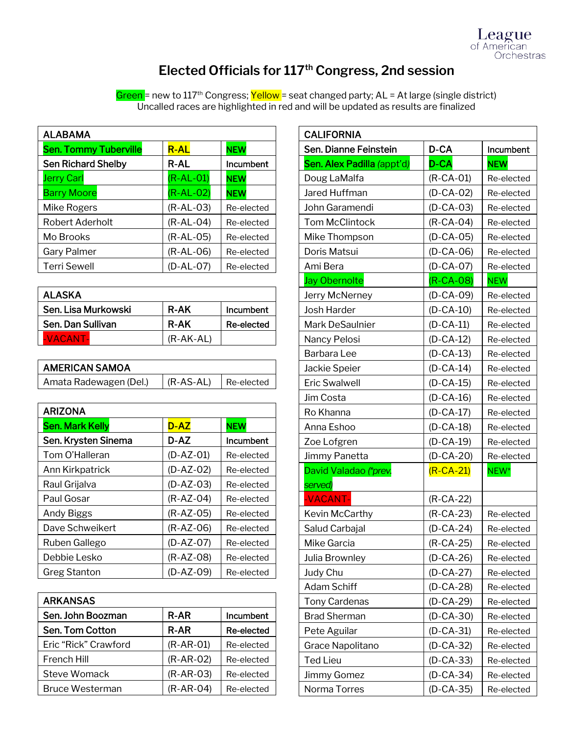# Elected Officials for 117th Congress, 2nd session

Green = new to 117th Congress; Yellow = seat changed party; AL = At large (single district)
Uncalled races are highlighted in red and will be updated as results are finalized

| ALABAMA | | |
|---|---|---|
| **Sen. Tommy Tuberville** | **R-AL** | **NEW** |
| **Sen Richard Shelby** | **R-AL** | **Incumbent** |
| Jerry Carl | (R-AL-01) | **NEW** |
| Barry Moore | (R-AL-02) | **NEW** |
| Mike Rogers | (R-AL-03) | Re-elected |
| Robert Aderholt | (R-AL-04) | Re-elected |
| Mo Brooks | (R-AL-05) | Re-elected |
| Gary Palmer | (R-AL-06) | Re-elected |
| Terri Sewell | (D-AL-07) | Re-elected |

| ALASKA | | |
|---|---|---|
| **Sen. Lisa Murkowski** | **R-AK** | **Incumbent** |
| **Sen. Dan Sullivan** | **R-AK** | **Re-elected** |
| -VACANT- | (R-AK-AL) | |

| AMERICAN SAMOA | | |
|---|---|---|
| Amata Radewagen (Del.) | (R-AS-AL) | Re-elected |

| ARIZONA | | |
|---|---|---|
| **Sen. Mark Kelly** | **D-AZ** | **NEW** |
| **Sen. Krysten Sinema** | **D-AZ** | **Incumbent** |
| Tom O'Halleran | (D-AZ-01) | Re-elected |
| Ann Kirkpatrick | (D-AZ-02) | Re-elected |
| Raul Grijalva | (D-AZ-03) | Re-elected |
| Paul Gosar | (R-AZ-04) | Re-elected |
| Andy Biggs | (R-AZ-05) | Re-elected |
| Dave Schweikert | (R-AZ-06) | Re-elected |
| Ruben Gallego | (D-AZ-07) | Re-elected |
| Debbie Lesko | (R-AZ-08) | Re-elected |
| Greg Stanton | (D-AZ-09) | Re-elected |

| ARKANSAS | | |
|---|---|---|
| **Sen. John Boozman** | **R-AR** | **Incumbent** |
| **Sen. Tom Cotton** | **R-AR** | **Re-elected** |
| Eric "Rick" Crawford | (R-AR-01) | Re-elected |
| French Hill | (R-AR-02) | Re-elected |
| Steve Womack | (R-AR-03) | Re-elected |
| Bruce Westerman | (R-AR-04) | Re-elected |

| CALIFORNIA | | |
|---|---|---|
| **Sen. Dianne Feinstein** | **D-CA** | **Incumbent** |
| **Sen. Alex Padilla** (appt'd) | **D-CA** | **NEW** |
| Doug LaMalfa | (R-CA-01) | Re-elected |
| Jared Huffman | (D-CA-02) | Re-elected |
| John Garamendi | (D-CA-03) | Re-elected |
| Tom McClintock | (R-CA-04) | Re-elected |
| Mike Thompson | (D-CA-05) | Re-elected |
| Doris Matsui | (D-CA-06) | Re-elected |
| Ami Bera | (D-CA-07) | Re-elected |
| Jay Obernolte | (R-CA-08) | NEW |
| Jerry McNerney | (D-CA-09) | Re-elected |
| Josh Harder | (D-CA-10) | Re-elected |
| Mark DeSaulnier | (D-CA-11) | Re-elected |
| Nancy Pelosi | (D-CA-12) | Re-elected |
| Barbara Lee | (D-CA-13) | Re-elected |
| Jackie Speier | (D-CA-14) | Re-elected |
| Eric Swalwell | (D-CA-15) | Re-elected |
| Jim Costa | (D-CA-16) | Re-elected |
| Ro Khanna | (D-CA-17) | Re-elected |
| Anna Eshoo | (D-CA-18) | Re-elected |
| Zoe Lofgren | (D-CA-19) | Re-elected |
| Jimmy Panetta | (D-CA-20) | Re-elected |
| David Valadao (*prev. served)* | (R-CA-21) | NEW* |
| -VACANT- | (R-CA-22) | |
| Kevin McCarthy | (R-CA-23) | Re-elected |
| Salud Carbajal | (D-CA-24) | Re-elected |
| Mike Garcia | (R-CA-25) | Re-elected |
| Julia Brownley | (D-CA-26) | Re-elected |
| Judy Chu | (D-CA-27) | Re-elected |
| Adam Schiff | (D-CA-28) | Re-elected |
| Tony Cardenas | (D-CA-29) | Re-elected |
| Brad Sherman | (D-CA-30) | Re-elected |
| Pete Aguilar | (D-CA-31) | Re-elected |
| Grace Napolitano | (D-CA-32) | Re-elected |
| Ted Lieu | (D-CA-33) | Re-elected |
| Jimmy Gomez | (D-CA-34) | Re-elected |
| Norma Torres | (D-CA-35) | Re-elected |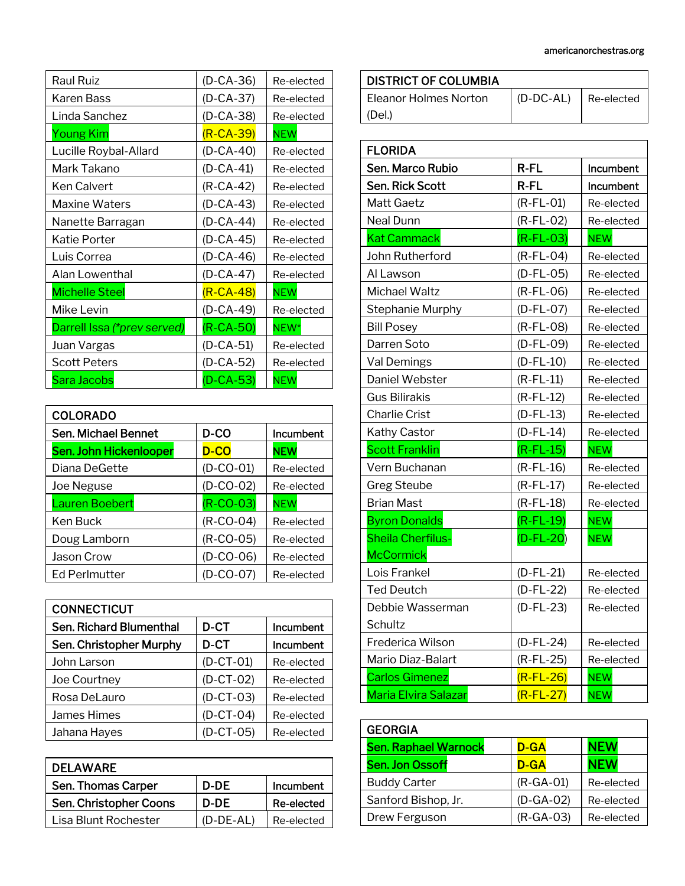| Raul Ruiz | (D-CA-36) | Re-elected |
|---|---|---|
| Karen Bass | (D-CA-37) | Re-elected |
| Linda Sanchez | (D-CA-38) | Re-elected |
| Young Kim | (R-CA-39) | NEW |
| Lucille Roybal-Allard | (D-CA-40) | Re-elected |
| Mark Takano | (D-CA-41) | Re-elected |
| Ken Calvert | (R-CA-42) | Re-elected |
| Maxine Waters | (D-CA-43) | Re-elected |
| Nanette Barragan | (D-CA-44) | Re-elected |
| Katie Porter | (D-CA-45) | Re-elected |
| Luis Correa | (D-CA-46) | Re-elected |
| Alan Lowenthal | (D-CA-47) | Re-elected |
| Michelle Steel | (R-CA-48) | NEW |
| Mike Levin | (D-CA-49) | Re-elected |
| Darrell Issa *(\*prev served)* | (R-CA-50) | NEW* |
| Juan Vargas | (D-CA-51) | Re-elected |
| Scott Peters | (D-CA-52) | Re-elected |
| Sara Jacobs | (D-CA-53) | NEW |

| COLORADO | | |
|---|---|---|
| **Sen. Michael Bennet** | **D-CO** | **Incumbent** |
| **Sen. John Hickenlooper** | **D-CO** | **NEW** |
| Diana DeGette | (D-CO-01) | Re-elected |
| Joe Neguse | (D-CO-02) | Re-elected |
| Lauren Boebert | (R-CO-03) | NEW |
| Ken Buck | (R-CO-04) | Re-elected |
| Doug Lamborn | (R-CO-05) | Re-elected |
| Jason Crow | (D-CO-06) | Re-elected |
| Ed Perlmutter | (D-CO-07) | Re-elected |

| CONNECTICUT | | |
|---|---|---|
| **Sen. Richard Blumenthal** | **D-CT** | **Incumbent** |
| **Sen. Christopher Murphy** | **D-CT** | **Incumbent** |
| John Larson | (D-CT-01) | Re-elected |
| Joe Courtney | (D-CT-02) | Re-elected |
| Rosa DeLauro | (D-CT-03) | Re-elected |
| James Himes | (D-CT-04) | Re-elected |
| Jahana Hayes | (D-CT-05) | Re-elected |

| DELAWARE | | |
|---|---|---|
| **Sen. Thomas Carper** | **D-DE** | **Incumbent** |
| **Sen. Christopher Coons** | **D-DE** | **Re-elected** |
| Lisa Blunt Rochester | (D-DE-AL) | Re-elected |

| DISTRICT OF COLUMBIA | | |
|---|---|---|
| Eleanor Holmes Norton (Del.) | (D-DC-AL) | Re-elected |

| FLORIDA | | |
|---|---|---|
| **Sen. Marco Rubio** | **R-FL** | **Incumbent** |
| **Sen. Rick Scott** | **R-FL** | **Incumbent** |
| Matt Gaetz | (R-FL-01) | Re-elected |
| Neal Dunn | (R-FL-02) | Re-elected |
| Kat Cammack | (R-FL-03) | NEW |
| John Rutherford | (R-FL-04) | Re-elected |
| Al Lawson | (D-FL-05) | Re-elected |
| Michael Waltz | (R-FL-06) | Re-elected |
| Stephanie Murphy | (D-FL-07) | Re-elected |
| Bill Posey | (R-FL-08) | Re-elected |
| Darren Soto | (D-FL-09) | Re-elected |
| Val Demings | (D-FL-10) | Re-elected |
| Daniel Webster | (R-FL-11) | Re-elected |
| Gus Bilirakis | (R-FL-12) | Re-elected |
| Charlie Crist | (D-FL-13) | Re-elected |
| Kathy Castor | (D-FL-14) | Re-elected |
| Scott Franklin | (R-FL-15) | NEW |
| Vern Buchanan | (R-FL-16) | Re-elected |
| Greg Steube | (R-FL-17) | Re-elected |
| Brian Mast | (R-FL-18) | Re-elected |
| Byron Donalds | (R-FL-19) | NEW |
| Sheila Cherfilus-McCormick | (D-FL-20) | NEW |
| Lois Frankel | (D-FL-21) | Re-elected |
| Ted Deutch | (D-FL-22) | Re-elected |
| Debbie Wasserman Schultz | (D-FL-23) | Re-elected |
| Frederica Wilson | (D-FL-24) | Re-elected |
| Mario Diaz-Balart | (R-FL-25) | Re-elected |
| Carlos Gimenez | (R-FL-26) | NEW |
| Maria Elvira Salazar | (R-FL-27) | NEW |

| GEORGIA | | |
|---|---|---|
| **Sen. Raphael Warnock** | **D-GA** | **NEW** |
| **Sen. Jon Ossoff** | **D-GA** | **NEW** |
| Buddy Carter | (R-GA-01) | Re-elected |
| Sanford Bishop, Jr. | (D-GA-02) | Re-elected |
| Drew Ferguson | (R-GA-03) | Re-elected |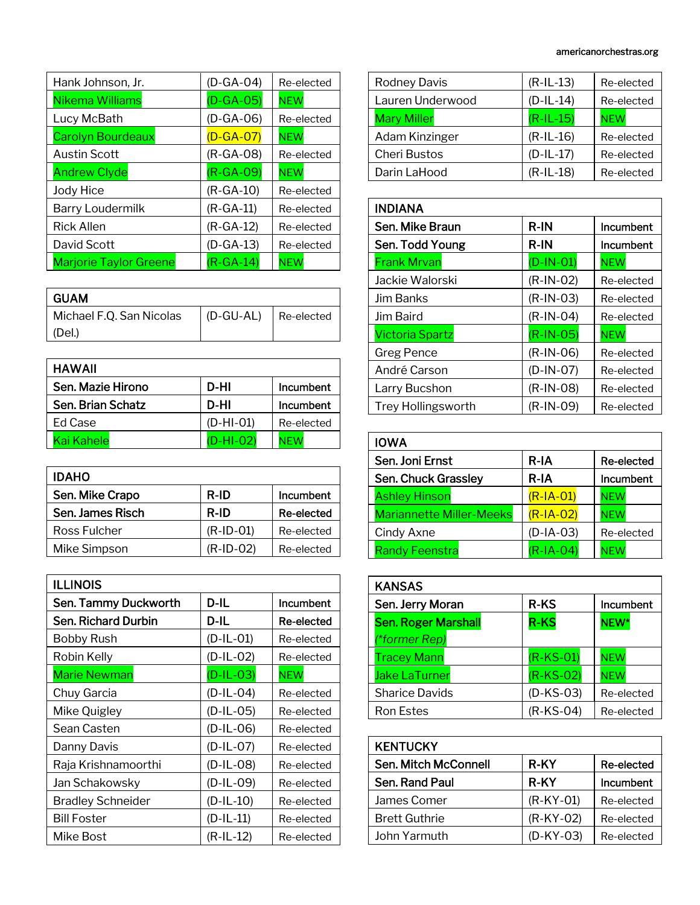| Hank Johnson, Jr. | (D-GA-04) | Re-elected |
|---|---|---|
| Nikema Williams | (D-GA-05) | NEW |
| Lucy McBath | (D-GA-06) | Re-elected |
| Carolyn Bourdeaux | (D-GA-07) | NEW |
| Austin Scott | (R-GA-08) | Re-elected |
| Andrew Clyde | (R-GA-09) | NEW |
| Jody Hice | (R-GA-10) | Re-elected |
| Barry Loudermilk | (R-GA-11) | Re-elected |
| Rick Allen | (R-GA-12) | Re-elected |
| David Scott | (D-GA-13) | Re-elected |
| Marjorie Taylor Greene | (R-GA-14) | NEW |

| GUAM | | |
|---|---|---|
| Michael F.Q. San Nicolas (Del.) | (D-GU-AL) | Re-elected |

| HAWAII | | |
|---|---|---|
| **Sen. Mazie Hirono** | **D-HI** | **Incumbent** |
| **Sen. Brian Schatz** | **D-HI** | **Incumbent** |
| Ed Case | (D-HI-01) | Re-elected |
| Kai Kahele | (D-HI-02) | NEW |

| IDAHO | | |
|---|---|---|
| **Sen. Mike Crapo** | **R-ID** | **Incumbent** |
| **Sen. James Risch** | **R-ID** | **Re-elected** |
| Ross Fulcher | (R-ID-01) | Re-elected |
| Mike Simpson | (R-ID-02) | Re-elected |

| ILLINOIS | | |
|---|---|---|
| **Sen. Tammy Duckworth** | **D-IL** | **Incumbent** |
| **Sen. Richard Durbin** | **D-IL** | **Re-elected** |
| Bobby Rush | (D-IL-01) | Re-elected |
| Robin Kelly | (D-IL-02) | Re-elected |
| Marie Newman | (D-IL-03) | NEW |
| Chuy Garcia | (D-IL-04) | Re-elected |
| Mike Quigley | (D-IL-05) | Re-elected |
| Sean Casten | (D-IL-06) | Re-elected |
| Danny Davis | (D-IL-07) | Re-elected |
| Raja Krishnamoorthi | (D-IL-08) | Re-elected |
| Jan Schakowsky | (D-IL-09) | Re-elected |
| Bradley Schneider | (D-IL-10) | Re-elected |
| Bill Foster | (D-IL-11) | Re-elected |
| Mike Bost | (R-IL-12) | Re-elected |
| Rodney Davis | (R-IL-13) | Re-elected |
| Lauren Underwood | (D-IL-14) | Re-elected |
| Mary Miller | (R-IL-15) | NEW |
| Adam Kinzinger | (R-IL-16) | Re-elected |
| Cheri Bustos | (D-IL-17) | Re-elected |
| Darin LaHood | (R-IL-18) | Re-elected |

| INDIANA | | |
|---|---|---|
| **Sen. Mike Braun** | **R-IN** | **Incumbent** |
| **Sen. Todd Young** | **R-IN** | **Incumbent** |
| Frank Mrvan | (D-IN-01) | NEW |
| Jackie Walorski | (R-IN-02) | Re-elected |
| Jim Banks | (R-IN-03) | Re-elected |
| Jim Baird | (R-IN-04) | Re-elected |
| Victoria Spartz | (R-IN-05) | NEW |
| Greg Pence | (R-IN-06) | Re-elected |
| André Carson | (D-IN-07) | Re-elected |
| Larry Bucshon | (R-IN-08) | Re-elected |
| Trey Hollingsworth | (R-IN-09) | Re-elected |

| IOWA | | |
|---|---|---|
| **Sen. Joni Ernst** | **R-IA** | **Re-elected** |
| **Sen. Chuck Grassley** | **R-IA** | **Incumbent** |
| Ashley Hinson | (R-IA-01) | NEW |
| Mariannette Miller-Meeks | (R-IA-02) | NEW |
| Cindy Axne | (D-IA-03) | Re-elected |
| Randy Feenstra | (R-IA-04) | NEW |

| KANSAS | | |
|---|---|---|
| **Sen. Jerry Moran** | **R-KS** | **Incumbent** |
| **Sen. Roger Marshall** *(\*former Rep)* | **R-KS** | **NEW\*** |
| Tracey Mann | (R-KS-01) | NEW |
| Jake LaTurner | (R-KS-02) | NEW |
| Sharice Davids | (D-KS-03) | Re-elected |
| Ron Estes | (R-KS-04) | Re-elected |

| KENTUCKY | | |
|---|---|---|
| **Sen. Mitch McConnell** | **R-KY** | **Re-elected** |
| **Sen. Rand Paul** | **R-KY** | **Incumbent** |
| James Comer | (R-KY-01) | Re-elected |
| Brett Guthrie | (R-KY-02) | Re-elected |
| John Yarmuth | (D-KY-03) | Re-elected |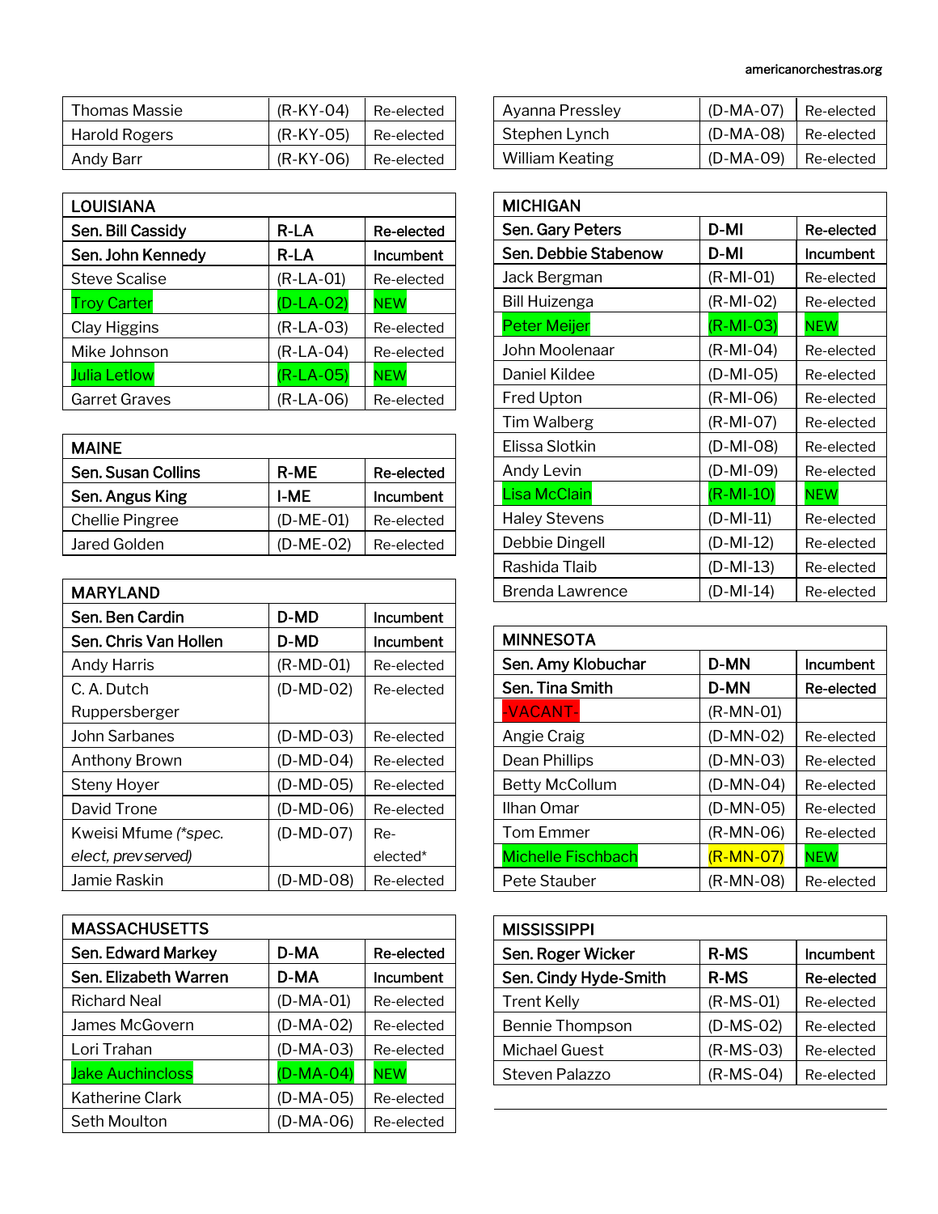| | | |
|---|---|---|
| Thomas Massie | (R-KY-04) | Re-elected |
| Harold Rogers | (R-KY-05) | Re-elected |
| Andy Barr | (R-KY-06) | Re-elected |

| LOUISIANA | | |
|---|---|---|
| **Sen. Bill Cassidy** | **R-LA** | **Re-elected** |
| **Sen. John Kennedy** | **R-LA** | **Incumbent** |
| Steve Scalise | (R-LA-01) | Re-elected |
| Troy Carter | (D-LA-02) | NEW |
| Clay Higgins | (R-LA-03) | Re-elected |
| Mike Johnson | (R-LA-04) | Re-elected |
| Julia Letlow | (R-LA-05) | NEW |
| Garret Graves | (R-LA-06) | Re-elected |

| MAINE | | |
|---|---|---|
| **Sen. Susan Collins** | **R-ME** | **Re-elected** |
| **Sen. Angus King** | **I-ME** | **Incumbent** |
| Chellie Pingree | (D-ME-01) | Re-elected |
| Jared Golden | (D-ME-02) | Re-elected |

| MARYLAND | | |
|---|---|---|
| **Sen. Ben Cardin** | **D-MD** | **Incumbent** |
| **Sen. Chris Van Hollen** | **D-MD** | **Incumbent** |
| Andy Harris | (R-MD-01) | Re-elected |
| C. A. Dutch Ruppersberger | (D-MD-02) | Re-elected |
| John Sarbanes | (D-MD-03) | Re-elected |
| Anthony Brown | (D-MD-04) | Re-elected |
| Steny Hoyer | (D-MD-05) | Re-elected |
| David Trone | (D-MD-06) | Re-elected |
| Kweisi Mfume *(\*spec. elect, prev served)* | (D-MD-07) | Re-elected* |
| Jamie Raskin | (D-MD-08) | Re-elected |

| MASSACHUSETTS | | |
|---|---|---|
| **Sen. Edward Markey** | **D-MA** | **Re-elected** |
| **Sen. Elizabeth Warren** | **D-MA** | **Incumbent** |
| Richard Neal | (D-MA-01) | Re-elected |
| James McGovern | (D-MA-02) | Re-elected |
| Lori Trahan | (D-MA-03) | Re-elected |
| Jake Auchincloss | (D-MA-04) | NEW |
| Katherine Clark | (D-MA-05) | Re-elected |
| Seth Moulton | (D-MA-06) | Re-elected |
| Ayanna Pressley | (D-MA-07) | Re-elected |
| Stephen Lynch | (D-MA-08) | Re-elected |
| William Keating | (D-MA-09) | Re-elected |

| MICHIGAN | | |
|---|---|---|
| **Sen. Gary Peters** | **D-MI** | **Re-elected** |
| **Sen. Debbie Stabenow** | **D-MI** | **Incumbent** |
| Jack Bergman | (R-MI-01) | Re-elected |
| Bill Huizenga | (R-MI-02) | Re-elected |
| Peter Meijer | (R-MI-03) | NEW |
| John Moolenaar | (R-MI-04) | Re-elected |
| Daniel Kildee | (D-MI-05) | Re-elected |
| Fred Upton | (R-MI-06) | Re-elected |
| Tim Walberg | (R-MI-07) | Re-elected |
| Elissa Slotkin | (D-MI-08) | Re-elected |
| Andy Levin | (D-MI-09) | Re-elected |
| Lisa McClain | (R-MI-10) | NEW |
| Haley Stevens | (D-MI-11) | Re-elected |
| Debbie Dingell | (D-MI-12) | Re-elected |
| Rashida Tlaib | (D-MI-13) | Re-elected |
| Brenda Lawrence | (D-MI-14) | Re-elected |

| MINNESOTA | | |
|---|---|---|
| **Sen. Amy Klobuchar** | **D-MN** | **Incumbent** |
| **Sen. Tina Smith** | **D-MN** | **Re-elected** |
| -VACANT- | (R-MN-01) | |
| Angie Craig | (D-MN-02) | Re-elected |
| Dean Phillips | (D-MN-03) | Re-elected |
| Betty McCollum | (D-MN-04) | Re-elected |
| Ilhan Omar | (D-MN-05) | Re-elected |
| Tom Emmer | (R-MN-06) | Re-elected |
| Michelle Fischbach | (R-MN-07) | NEW |
| Pete Stauber | (R-MN-08) | Re-elected |

| MISSISSIPPI | | |
|---|---|---|
| **Sen. Roger Wicker** | **R-MS** | **Incumbent** |
| **Sen. Cindy Hyde-Smith** | **R-MS** | **Re-elected** |
| Trent Kelly | (R-MS-01) | Re-elected |
| Bennie Thompson | (D-MS-02) | Re-elected |
| Michael Guest | (R-MS-03) | Re-elected |
| Steven Palazzo | (R-MS-04) | Re-elected |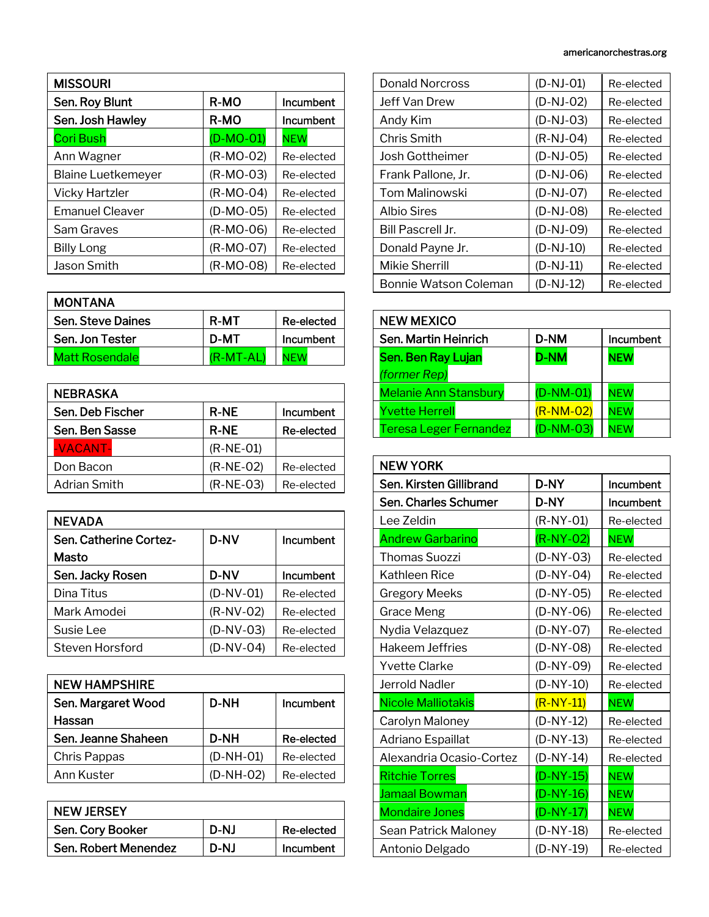| MISSOURI | | |
|---|---|---|
| **Sen. Roy Blunt** | **R-MO** | **Incumbent** |
| **Sen. Josh Hawley** | **R-MO** | **Incumbent** |
| Cori Bush | (D-MO-01) | NEW |
| Ann Wagner | (R-MO-02) | Re-elected |
| Blaine Luetkemeyer | (R-MO-03) | Re-elected |
| Vicky Hartzler | (R-MO-04) | Re-elected |
| Emanuel Cleaver | (D-MO-05) | Re-elected |
| Sam Graves | (R-MO-06) | Re-elected |
| Billy Long | (R-MO-07) | Re-elected |
| Jason Smith | (R-MO-08) | Re-elected |

| MONTANA | | |
|---|---|---|
| **Sen. Steve Daines** | **R-MT** | **Re-elected** |
| **Sen. Jon Tester** | **D-MT** | **Incumbent** |
| Matt Rosendale | (R-MT-AL) | NEW |

| NEBRASKA | | |
|---|---|---|
| **Sen. Deb Fischer** | **R-NE** | **Incumbent** |
| **Sen. Ben Sasse** | **R-NE** | **Re-elected** |
| -VACANT- | (R-NE-01) | |
| Don Bacon | (R-NE-02) | Re-elected |
| Adrian Smith | (R-NE-03) | Re-elected |

| NEVADA | | |
|---|---|---|
| **Sen. Catherine Cortez-Masto** | **D-NV** | **Incumbent** |
| **Sen. Jacky Rosen** | **D-NV** | **Incumbent** |
| Dina Titus | (D-NV-01) | Re-elected |
| Mark Amodei | (R-NV-02) | Re-elected |
| Susie Lee | (D-NV-03) | Re-elected |
| Steven Horsford | (D-NV-04) | Re-elected |

| NEW HAMPSHIRE | | |
|---|---|---|
| **Sen. Margaret Wood Hassan** | **D-NH** | **Incumbent** |
| **Sen. Jeanne Shaheen** | **D-NH** | **Re-elected** |
| Chris Pappas | (D-NH-01) | Re-elected |
| Ann Kuster | (D-NH-02) | Re-elected |

| NEW JERSEY | | |
|---|---|---|
| **Sen. Cory Booker** | **D-NJ** | **Re-elected** |
| **Sen. Robert Menendez** | **D-NJ** | **Incumbent** |
| Donald Norcross | (D-NJ-01) | Re-elected |
| Jeff Van Drew | (D-NJ-02) | Re-elected |
| Andy Kim | (D-NJ-03) | Re-elected |
| Chris Smith | (R-NJ-04) | Re-elected |
| Josh Gottheimer | (D-NJ-05) | Re-elected |
| Frank Pallone, Jr. | (D-NJ-06) | Re-elected |
| Tom Malinowski | (D-NJ-07) | Re-elected |
| Albio Sires | (D-NJ-08) | Re-elected |
| Bill Pascrell Jr. | (D-NJ-09) | Re-elected |
| Donald Payne Jr. | (D-NJ-10) | Re-elected |
| Mikie Sherrill | (D-NJ-11) | Re-elected |
| Bonnie Watson Coleman | (D-NJ-12) | Re-elected |

| NEW MEXICO | | |
|---|---|---|
| **Sen. Martin Heinrich** | **D-NM** | **Incumbent** |
| **Sen. Ben Ray Lujan** *(former Rep)* | **D-NM** | **NEW** |
| Melanie Ann Stansbury | (D-NM-01) | NEW |
| Yvette Herrell | (R-NM-02) | NEW |
| Teresa Leger Fernandez | (D-NM-03) | NEW |

| NEW YORK | | |
|---|---|---|
| **Sen. Kirsten Gillibrand** | **D-NY** | **Incumbent** |
| **Sen. Charles Schumer** | **D-NY** | **Incumbent** |
| Lee Zeldin | (R-NY-01) | Re-elected |
| Andrew Garbarino | (R-NY-02) | NEW |
| Thomas Suozzi | (D-NY-03) | Re-elected |
| Kathleen Rice | (D-NY-04) | Re-elected |
| Gregory Meeks | (D-NY-05) | Re-elected |
| Grace Meng | (D-NY-06) | Re-elected |
| Nydia Velazquez | (D-NY-07) | Re-elected |
| Hakeem Jeffries | (D-NY-08) | Re-elected |
| Yvette Clarke | (D-NY-09) | Re-elected |
| Jerrold Nadler | (D-NY-10) | Re-elected |
| Nicole Malliotakis | (R-NY-11) | NEW |
| Carolyn Maloney | (D-NY-12) | Re-elected |
| Adriano Espaillat | (D-NY-13) | Re-elected |
| Alexandria Ocasio-Cortez | (D-NY-14) | Re-elected |
| Ritchie Torres | (D-NY-15) | NEW |
| Jamaal Bowman | (D-NY-16) | NEW |
| Mondaire Jones | (D-NY-17) | NEW |
| Sean Patrick Maloney | (D-NY-18) | Re-elected |
| Antonio Delgado | (D-NY-19) | Re-elected |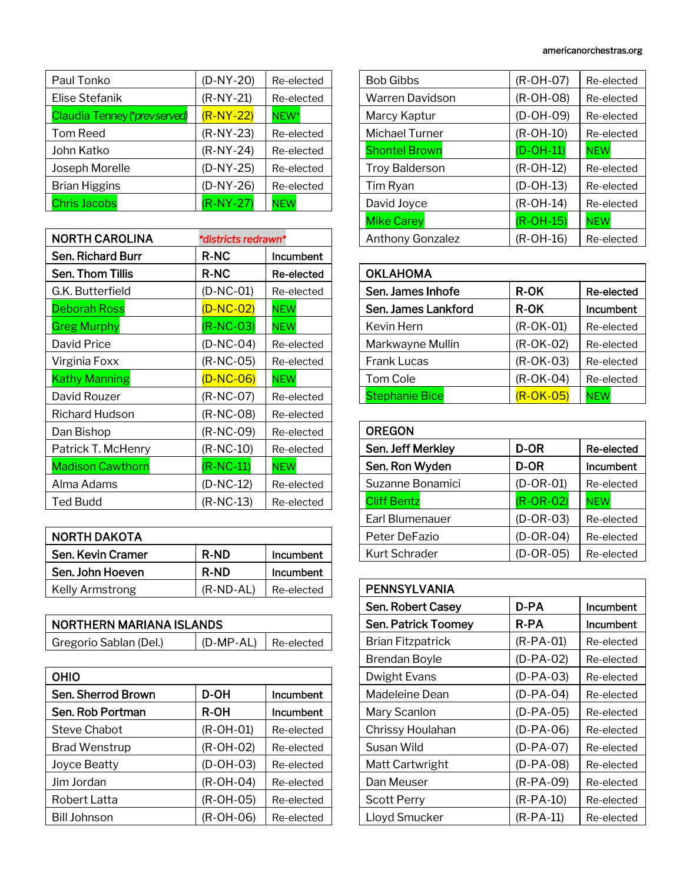| | | |
|---|---|---|
| Paul Tonko | (D-NY-20) | Re-elected |
| Elise Stefanik | (R-NY-21) | Re-elected |
| Claudia Tenney (*prev served) | (R-NY-22) | NEW* |
| Tom Reed | (R-NY-23) | Re-elected |
| John Katko | (R-NY-24) | Re-elected |
| Joseph Morelle | (D-NY-25) | Re-elected |
| Brian Higgins | (D-NY-26) | Re-elected |
| Chris Jacobs | (R-NY-27) | NEW |

| NORTH CAROLINA | *districts redrawn* | |
|---|---|---|
| **Sen. Richard Burr** | **R-NC** | **Incumbent** |
| **Sen. Thom Tillis** | **R-NC** | **Re-elected** |
| G.K. Butterfield | (D-NC-01) | Re-elected |
| Deborah Ross | (D-NC-02) | NEW |
| Greg Murphy | (R-NC-03) | NEW |
| David Price | (D-NC-04) | Re-elected |
| Virginia Foxx | (R-NC-05) | Re-elected |
| Kathy Manning | (D-NC-06) | NEW |
| David Rouzer | (R-NC-07) | Re-elected |
| Richard Hudson | (R-NC-08) | Re-elected |
| Dan Bishop | (R-NC-09) | Re-elected |
| Patrick T. McHenry | (R-NC-10) | Re-elected |
| Madison Cawthorn | (R-NC-11) | NEW |
| Alma Adams | (D-NC-12) | Re-elected |
| Ted Budd | (R-NC-13) | Re-elected |

| NORTH DAKOTA | | |
|---|---|---|
| **Sen. Kevin Cramer** | **R-ND** | **Incumbent** |
| **Sen. John Hoeven** | **R-ND** | **Incumbent** |
| Kelly Armstrong | (R-ND-AL) | Re-elected |

| NORTHERN MARIANA ISLANDS | | |
|---|---|---|
| Gregorio Sablan (Del.) | (D-MP-AL) | Re-elected |

| OHIO | | |
|---|---|---|
| **Sen. Sherrod Brown** | **D-OH** | **Incumbent** |
| **Sen. Rob Portman** | **R-OH** | **Incumbent** |
| Steve Chabot | (R-OH-01) | Re-elected |
| Brad Wenstrup | (R-OH-02) | Re-elected |
| Joyce Beatty | (D-OH-03) | Re-elected |
| Jim Jordan | (R-OH-04) | Re-elected |
| Robert Latta | (R-OH-05) | Re-elected |
| Bill Johnson | (R-OH-06) | Re-elected |
| Bob Gibbs | (R-OH-07) | Re-elected |
| Warren Davidson | (R-OH-08) | Re-elected |
| Marcy Kaptur | (D-OH-09) | Re-elected |
| Michael Turner | (R-OH-10) | Re-elected |
| Shontel Brown | (D-OH-11) | NEW |
| Troy Balderson | (R-OH-12) | Re-elected |
| Tim Ryan | (D-OH-13) | Re-elected |
| David Joyce | (R-OH-14) | Re-elected |
| Mike Carey | (R-OH-15) | NEW |
| Anthony Gonzalez | (R-OH-16) | Re-elected |

| OKLAHOMA | | |
|---|---|---|
| **Sen. James Inhofe** | **R-OK** | **Re-elected** |
| **Sen. James Lankford** | **R-OK** | **Incumbent** |
| Kevin Hern | (R-OK-01) | Re-elected |
| Markwayne Mullin | (R-OK-02) | Re-elected |
| Frank Lucas | (R-OK-03) | Re-elected |
| Tom Cole | (R-OK-04) | Re-elected |
| Stephanie Bice | (R-OK-05) | NEW |

| OREGON | | |
|---|---|---|
| **Sen. Jeff Merkley** | **D-OR** | **Re-elected** |
| **Sen. Ron Wyden** | **D-OR** | **Incumbent** |
| Suzanne Bonamici | (D-OR-01) | Re-elected |
| Cliff Bentz | (R-OR-02) | NEW |
| Earl Blumenauer | (D-OR-03) | Re-elected |
| Peter DeFazio | (D-OR-04) | Re-elected |
| Kurt Schrader | (D-OR-05) | Re-elected |

| PENNSYLVANIA | | |
|---|---|---|
| **Sen. Robert Casey** | **D-PA** | **Incumbent** |
| **Sen. Patrick Toomey** | **R-PA** | **Incumbent** |
| Brian Fitzpatrick | (R-PA-01) | Re-elected |
| Brendan Boyle | (D-PA-02) | Re-elected |
| Dwight Evans | (D-PA-03) | Re-elected |
| Madeleine Dean | (D-PA-04) | Re-elected |
| Mary Scanlon | (D-PA-05) | Re-elected |
| Chrissy Houlahan | (D-PA-06) | Re-elected |
| Susan Wild | (D-PA-07) | Re-elected |
| Matt Cartwright | (D-PA-08) | Re-elected |
| Dan Meuser | (R-PA-09) | Re-elected |
| Scott Perry | (R-PA-10) | Re-elected |
| Lloyd Smucker | (R-PA-11) | Re-elected |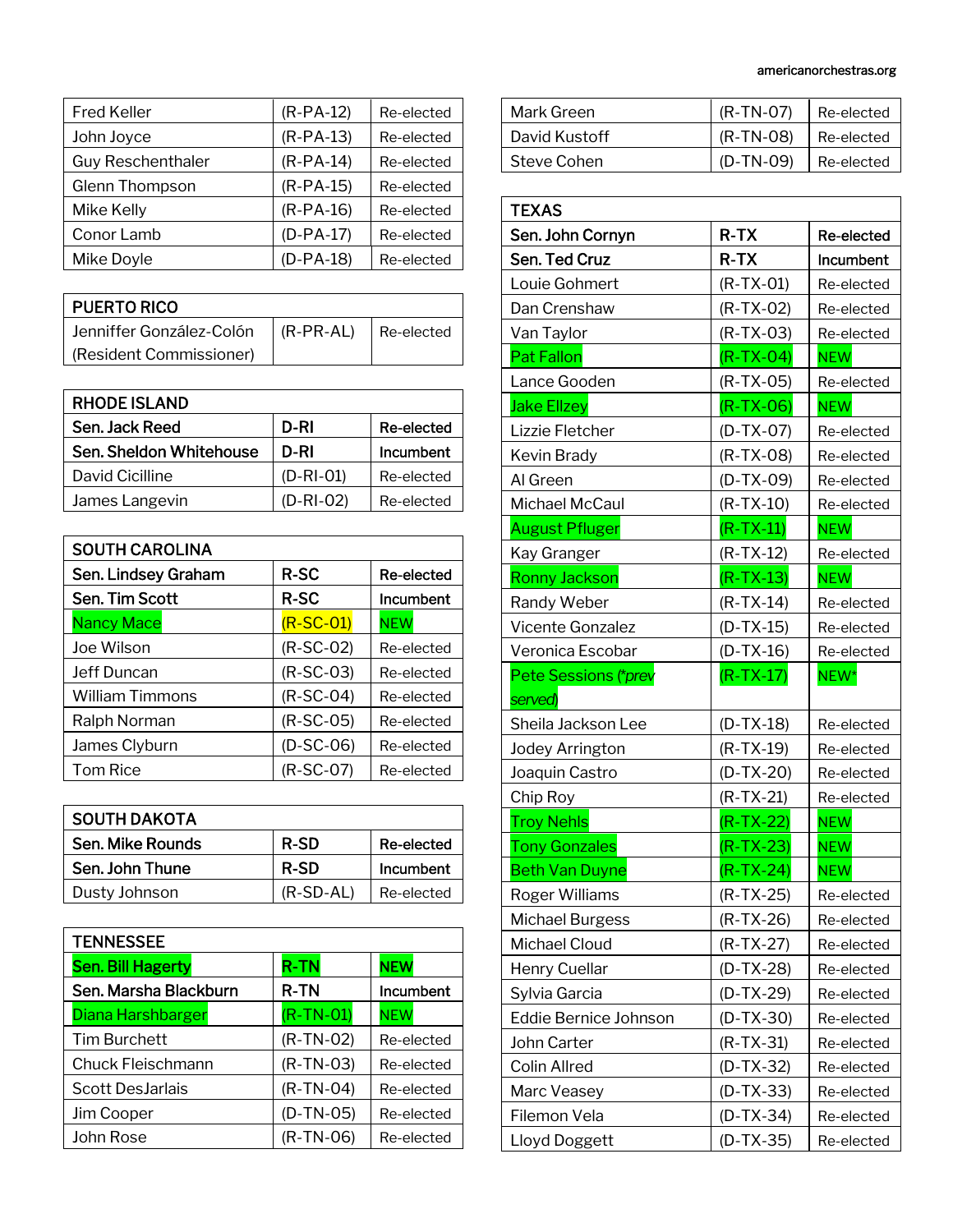| | | |
|---|---|---|
| Fred Keller | (R-PA-12) | Re-elected |
| John Joyce | (R-PA-13) | Re-elected |
| Guy Reschenthaler | (R-PA-14) | Re-elected |
| Glenn Thompson | (R-PA-15) | Re-elected |
| Mike Kelly | (R-PA-16) | Re-elected |
| Conor Lamb | (D-PA-17) | Re-elected |
| Mike Doyle | (D-PA-18) | Re-elected |

| PUERTO RICO | | |
|---|---|---|
| Jenniffer González-Colón (Resident Commissioner) | (R-PR-AL) | Re-elected |

| RHODE ISLAND | | |
|---|---|---|
| **Sen. Jack Reed** | **D-RI** | **Re-elected** |
| **Sen. Sheldon Whitehouse** | **D-RI** | **Incumbent** |
| David Cicilline | (D-RI-01) | Re-elected |
| James Langevin | (D-RI-02) | Re-elected |

| SOUTH CAROLINA | | |
|---|---|---|
| **Sen. Lindsey Graham** | **R-SC** | **Re-elected** |
| **Sen. Tim Scott** | **R-SC** | **Incumbent** |
| Nancy Mace | (R-SC-01) | NEW |
| Joe Wilson | (R-SC-02) | Re-elected |
| Jeff Duncan | (R-SC-03) | Re-elected |
| William Timmons | (R-SC-04) | Re-elected |
| Ralph Norman | (R-SC-05) | Re-elected |
| James Clyburn | (D-SC-06) | Re-elected |
| Tom Rice | (R-SC-07) | Re-elected |

| SOUTH DAKOTA | | |
|---|---|---|
| **Sen. Mike Rounds** | **R-SD** | **Re-elected** |
| **Sen. John Thune** | **R-SD** | **Incumbent** |
| Dusty Johnson | (R-SD-AL) | Re-elected |

| TENNESSEE | | |
|---|---|---|
| **Sen. Bill Hagerty** | **R-TN** | **NEW** |
| **Sen. Marsha Blackburn** | **R-TN** | **Incumbent** |
| Diana Harshbarger | (R-TN-01) | NEW |
| Tim Burchett | (R-TN-02) | Re-elected |
| Chuck Fleischmann | (R-TN-03) | Re-elected |
| Scott DesJarlais | (R-TN-04) | Re-elected |
| Jim Cooper | (D-TN-05) | Re-elected |
| John Rose | (R-TN-06) | Re-elected |
| Mark Green | (R-TN-07) | Re-elected |
| David Kustoff | (R-TN-08) | Re-elected |
| Steve Cohen | (D-TN-09) | Re-elected |

| TEXAS | | |
|---|---|---|
| **Sen. John Cornyn** | **R-TX** | **Re-elected** |
| **Sen. Ted Cruz** | **R-TX** | **Incumbent** |
| Louie Gohmert | (R-TX-01) | Re-elected |
| Dan Crenshaw | (R-TX-02) | Re-elected |
| Van Taylor | (R-TX-03) | Re-elected |
| Pat Fallon | (R-TX-04) | NEW |
| Lance Gooden | (R-TX-05) | Re-elected |
| Jake Ellzey | (R-TX-06) | NEW |
| Lizzie Fletcher | (D-TX-07) | Re-elected |
| Kevin Brady | (R-TX-08) | Re-elected |
| Al Green | (D-TX-09) | Re-elected |
| Michael McCaul | (R-TX-10) | Re-elected |
| August Pfluger | (R-TX-11) | NEW |
| Kay Granger | (R-TX-12) | Re-elected |
| Ronny Jackson | (R-TX-13) | NEW |
| Randy Weber | (R-TX-14) | Re-elected |
| Vicente Gonzalez | (D-TX-15) | Re-elected |
| Veronica Escobar | (D-TX-16) | Re-elected |
| Pete Sessions *(\*prev served)* | (R-TX-17) | NEW* |
| Sheila Jackson Lee | (D-TX-18) | Re-elected |
| Jodey Arrington | (R-TX-19) | Re-elected |
| Joaquin Castro | (D-TX-20) | Re-elected |
| Chip Roy | (R-TX-21) | Re-elected |
| Troy Nehls | (R-TX-22) | NEW |
| Tony Gonzales | (R-TX-23) | NEW |
| Beth Van Duyne | (R-TX-24) | NEW |
| Roger Williams | (R-TX-25) | Re-elected |
| Michael Burgess | (R-TX-26) | Re-elected |
| Michael Cloud | (R-TX-27) | Re-elected |
| Henry Cuellar | (D-TX-28) | Re-elected |
| Sylvia Garcia | (D-TX-29) | Re-elected |
| Eddie Bernice Johnson | (D-TX-30) | Re-elected |
| John Carter | (R-TX-31) | Re-elected |
| Colin Allred | (D-TX-32) | Re-elected |
| Marc Veasey | (D-TX-33) | Re-elected |
| Filemon Vela | (D-TX-34) | Re-elected |
| Lloyd Doggett | (D-TX-35) | Re-elected |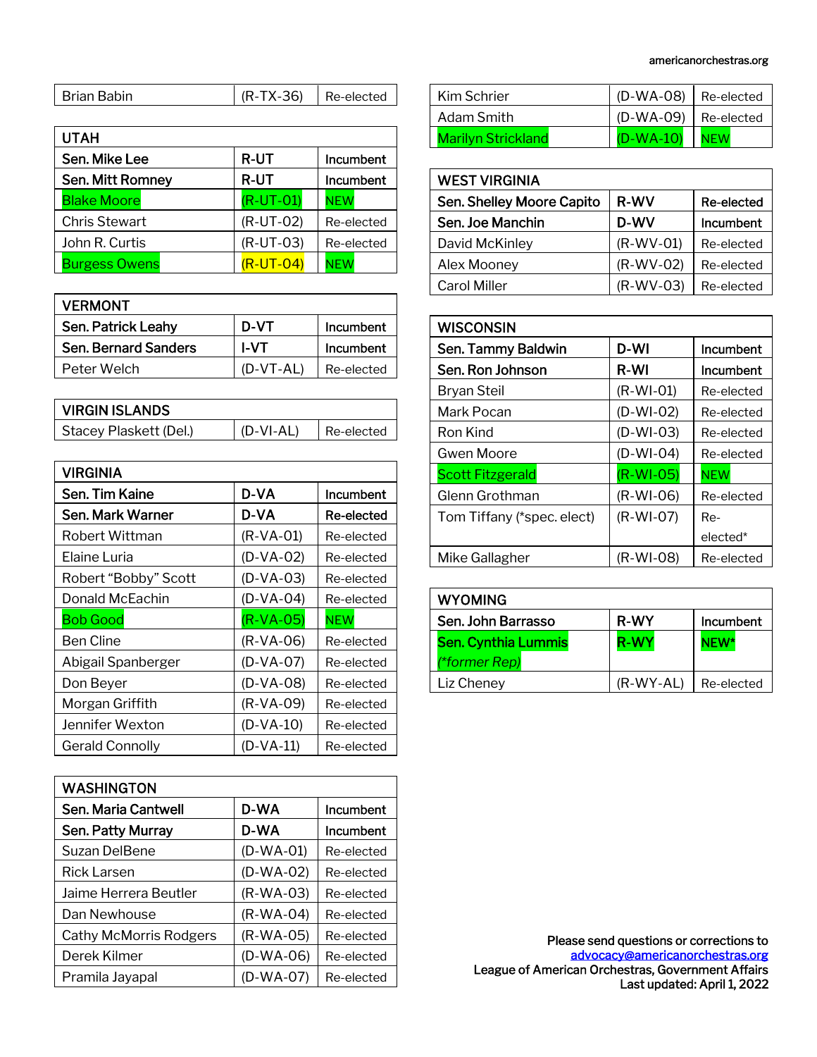| | | |
|---|---|---|
| Brian Babin | (R-TX-36) | Re-elected |

| UTAH | | |
|---|---|---|
| **Sen. Mike Lee** | **R-UT** | **Incumbent** |
| **Sen. Mitt Romney** | **R-UT** | **Incumbent** |
| Blake Moore | (R-UT-01) | NEW |
| Chris Stewart | (R-UT-02) | Re-elected |
| John R. Curtis | (R-UT-03) | Re-elected |
| Burgess Owens | (R-UT-04) | NEW |

| VERMONT | | |
|---|---|---|
| **Sen. Patrick Leahy** | **D-VT** | **Incumbent** |
| **Sen. Bernard Sanders** | **I-VT** | **Incumbent** |
| Peter Welch | (D-VT-AL) | Re-elected |

| VIRGIN ISLANDS | | |
|---|---|---|
| Stacey Plaskett (Del.) | (D-VI-AL) | Re-elected |

| VIRGINIA | | |
|---|---|---|
| **Sen. Tim Kaine** | **D-VA** | **Incumbent** |
| **Sen. Mark Warner** | **D-VA** | **Re-elected** |
| Robert Wittman | (R-VA-01) | Re-elected |
| Elaine Luria | (D-VA-02) | Re-elected |
| Robert "Bobby" Scott | (D-VA-03) | Re-elected |
| Donald McEachin | (D-VA-04) | Re-elected |
| Bob Good | (R-VA-05) | NEW |
| Ben Cline | (R-VA-06) | Re-elected |
| Abigail Spanberger | (D-VA-07) | Re-elected |
| Don Beyer | (D-VA-08) | Re-elected |
| Morgan Griffith | (R-VA-09) | Re-elected |
| Jennifer Wexton | (D-VA-10) | Re-elected |
| Gerald Connolly | (D-VA-11) | Re-elected |

| WASHINGTON | | |
|---|---|---|
| **Sen. Maria Cantwell** | **D-WA** | **Incumbent** |
| **Sen. Patty Murray** | **D-WA** | **Incumbent** |
| Suzan DelBene | (D-WA-01) | Re-elected |
| Rick Larsen | (D-WA-02) | Re-elected |
| Jaime Herrera Beutler | (R-WA-03) | Re-elected |
| Dan Newhouse | (R-WA-04) | Re-elected |
| Cathy McMorris Rodgers | (R-WA-05) | Re-elected |
| Derek Kilmer | (D-WA-06) | Re-elected |
| Pramila Jayapal | (D-WA-07) | Re-elected |
| Kim Schrier | (D-WA-08) | Re-elected |
| Adam Smith | (D-WA-09) | Re-elected |
| Marilyn Strickland | (D-WA-10) | NEW |

| WEST VIRGINIA | | |
|---|---|---|
| **Sen. Shelley Moore Capito** | **R-WV** | **Re-elected** |
| **Sen. Joe Manchin** | **D-WV** | **Incumbent** |
| David McKinley | (R-WV-01) | Re-elected |
| Alex Mooney | (R-WV-02) | Re-elected |
| Carol Miller | (R-WV-03) | Re-elected |

| WISCONSIN | | |
|---|---|---|
| **Sen. Tammy Baldwin** | **D-WI** | **Incumbent** |
| **Sen. Ron Johnson** | **R-WI** | **Incumbent** |
| Bryan Steil | (R-WI-01) | Re-elected |
| Mark Pocan | (D-WI-02) | Re-elected |
| Ron Kind | (D-WI-03) | Re-elected |
| Gwen Moore | (D-WI-04) | Re-elected |
| Scott Fitzgerald | (R-WI-05) | NEW |
| Glenn Grothman | (R-WI-06) | Re-elected |
| Tom Tiffany (*spec. elect) | (R-WI-07) | Re-elected* |
| Mike Gallagher | (R-WI-08) | Re-elected |

| WYOMING | | |
|---|---|---|
| **Sen. John Barrasso** | **R-WY** | **Incumbent** |
| **Sen. Cynthia Lummis** *(\*former Rep)* | **R-WY** | **NEW*** |
| Liz Cheney | (R-WY-AL) | Re-elected |

Please send questions or corrections to advocacy@americanorchestras.org
League of American Orchestras, Government Affairs
Last updated: April 1, 2022